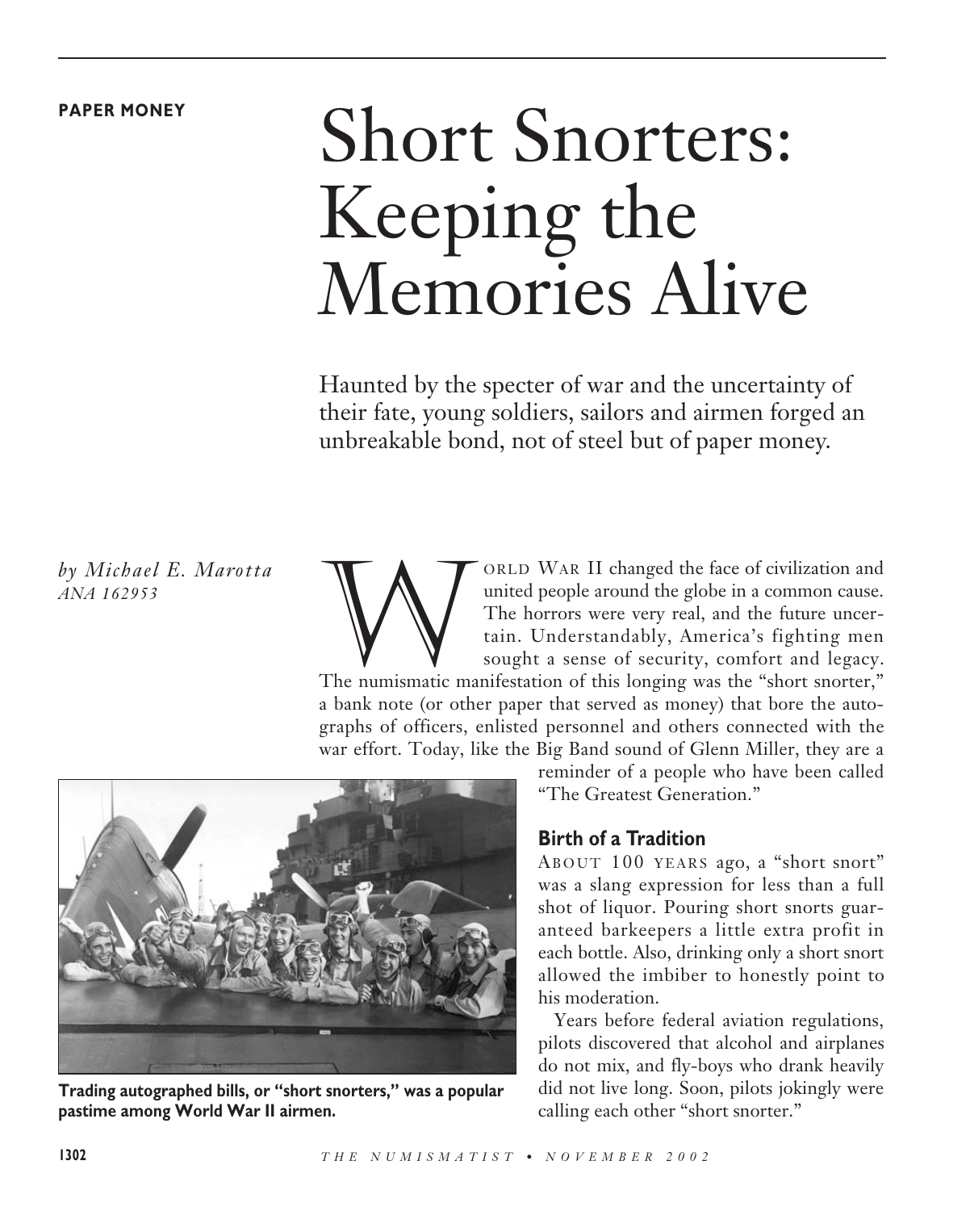PAPER MONEY

# Short Snorters: Keeping the Memories Alive

Haunted by the specter of war and the uncertainty of their fate, young soldiers, sailors and airmen forged an unbreakable bond, not of steel but of paper money.

*by Michael E. Marotta*
*ANA 162953*

WORLD WAR II changed the face of civilization and united people around the globe in a common cause. The horrors were very real, and the future uncertain. Understandably, America's fighting men sought a sense of security, comfort and legacy. The numismatic manifestation of this longing was the "short snorter," a bank note (or other paper that served as money) that bore the autographs of officers, enlisted personnel and others connected with the war effort. Today, like the Big Band sound of Glenn Miller, they are a reminder of a people who have been called "The Greatest Generation."

**Trading autographed bills, or "short snorters," was a popular pastime among World War II airmen.**

## Birth of a Tradition

ABOUT 100 YEARS ago, a "short snort" was a slang expression for less than a full shot of liquor. Pouring short snorts guaranteed barkeepers a little extra profit in each bottle. Also, drinking only a short snort allowed the imbiber to honestly point to his moderation.

Years before federal aviation regulations, pilots discovered that alcohol and airplanes do not mix, and fly-boys who drank heavily did not live long. Soon, pilots jokingly were calling each other "short snorter."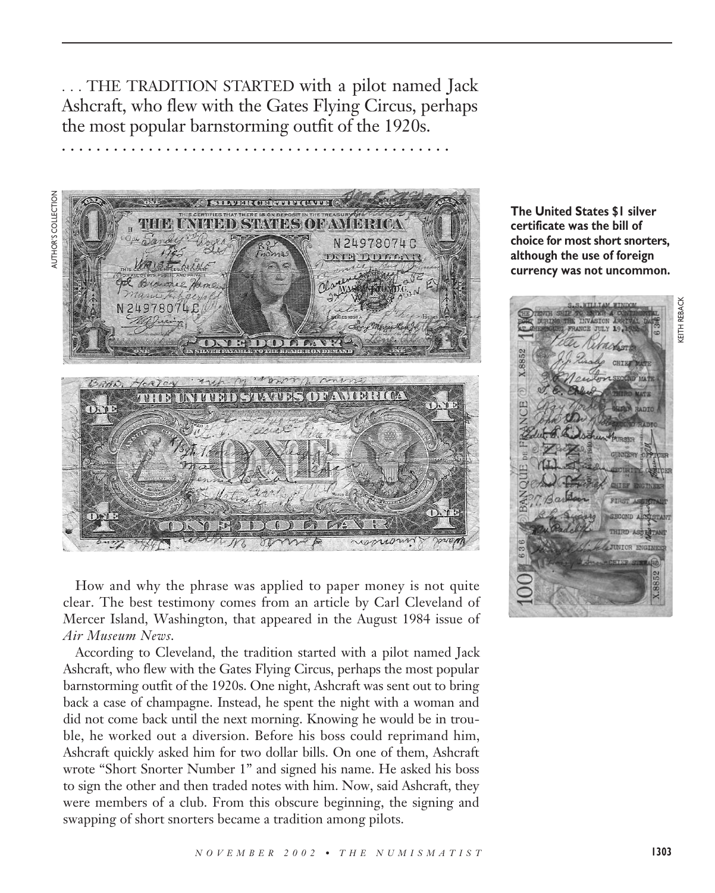. . . THE TRADITION STARTED with a pilot named Jack Ashcraft, who flew with the Gates Flying Circus, perhaps the most popular barnstorming outfit of the 1920s.

AUTHOR'S COLLECTION

**The United States $1 silver certificate was the bill of choice for most short snorters, although the use of foreign currency was not uncommon.**

KEITH REBACK

How and why the phrase was applied to paper money is not quite clear. The best testimony comes from an article by Carl Cleveland of Mercer Island, Washington, that appeared in the August 1984 issue of *Air Museum News*.

According to Cleveland, the tradition started with a pilot named Jack Ashcraft, who flew with the Gates Flying Circus, perhaps the most popular barnstorming outfit of the 1920s. One night, Ashcraft was sent out to bring back a case of champagne. Instead, he spent the night with a woman and did not come back until the next morning. Knowing he would be in trouble, he worked out a diversion. Before his boss could reprimand him, Ashcraft quickly asked him for two dollar bills. On one of them, Ashcraft wrote "Short Snorter Number 1" and signed his name. He asked his boss to sign the other and then traded notes with him. Now, said Ashcraft, they were members of a club. From this obscure beginning, the signing and swapping of short snorters became a tradition among pilots.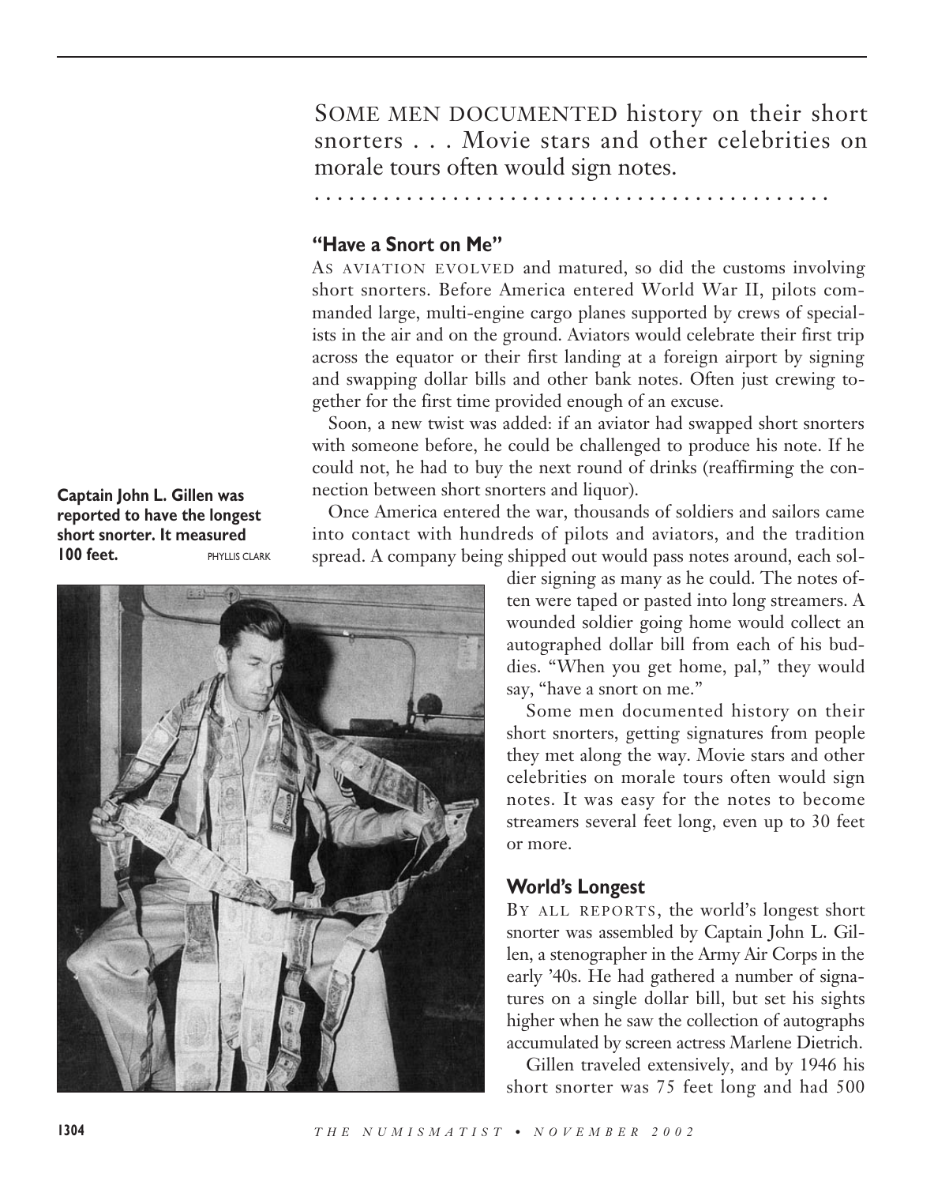Some men documented history on their short snorters . . . Movie stars and other celebrities on morale tours often would sign notes.

## "Have a Snort on Me"

As aviation evolved and matured, so did the customs involving short snorters. Before America entered World War II, pilots commanded large, multi-engine cargo planes supported by crews of specialists in the air and on the ground. Aviators would celebrate their first trip across the equator or their first landing at a foreign airport by signing and swapping dollar bills and other bank notes. Often just crewing together for the first time provided enough of an excuse.

Soon, a new twist was added: if an aviator had swapped short snorters with someone before, he could be challenged to produce his note. If he could not, he had to buy the next round of drinks (reaffirming the connection between short snorters and liquor).

Once America entered the war, thousands of soldiers and sailors came into contact with hundreds of pilots and aviators, and the tradition spread. A company being shipped out would pass notes around, each soldier signing as many as he could. The notes often were taped or pasted into long streamers. A wounded soldier going home would collect an autographed dollar bill from each of his buddies. "When you get home, pal," they would say, "have a snort on me."

Some men documented history on their short snorters, getting signatures from people they met along the way. Movie stars and other celebrities on morale tours often would sign notes. It was easy for the notes to become streamers several feet long, even up to 30 feet or more.

**Captain John L. Gillen was reported to have the longest short snorter. It measured 100 feet.** PHYLLIS CLARK

## World's Longest

By all reports, the world's longest short snorter was assembled by Captain John L. Gillen, a stenographer in the Army Air Corps in the early '40s. He had gathered a number of signatures on a single dollar bill, but set his sights higher when he saw the collection of autographs accumulated by screen actress Marlene Dietrich.

Gillen traveled extensively, and by 1946 his short snorter was 75 feet long and had 500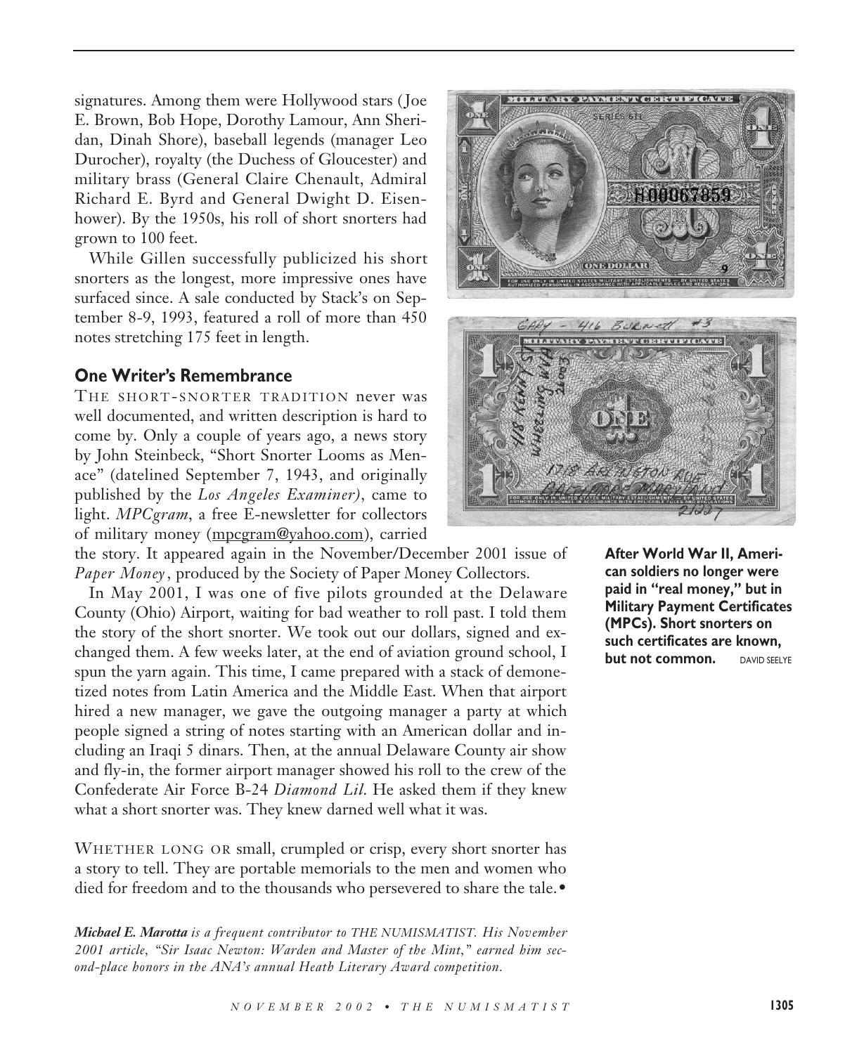signatures. Among them were Hollywood stars (Joe E. Brown, Bob Hope, Dorothy Lamour, Ann Sheridan, Dinah Shore), baseball legends (manager Leo Durocher), royalty (the Duchess of Gloucester) and military brass (General Claire Chenault, Admiral Richard E. Byrd and General Dwight D. Eisenhower). By the 1950s, his roll of short snorters had grown to 100 feet.

While Gillen successfully publicized his short snorters as the longest, more impressive ones have surfaced since. A sale conducted by Stack's on September 8-9, 1993, featured a roll of more than 450 notes stretching 175 feet in length.

## One Writer's Remembrance

THE SHORT-SNORTER TRADITION never was well documented, and written description is hard to come by. Only a couple of years ago, a news story by John Steinbeck, "Short Snorter Looms as Menace" (datelined September 7, 1943, and originally published by the *Los Angeles Examiner)*, came to light. *MPCgram*, a free E-newsletter for collectors of military money (mpcgram@yahoo.com), carried the story. It appeared again in the November/December 2001 issue of *Paper Money*, produced by the Society of Paper Money Collectors.

In May 2001, I was one of five pilots grounded at the Delaware County (Ohio) Airport, waiting for bad weather to roll past. I told them the story of the short snorter. We took out our dollars, signed and exchanged them. A few weeks later, at the end of aviation ground school, I spun the yarn again. This time, I came prepared with a stack of demonetized notes from Latin America and the Middle East. When that airport hired a new manager, we gave the outgoing manager a party at which people signed a string of notes starting with an American dollar and including an Iraqi 5 dinars. Then, at the annual Delaware County air show and fly-in, the former airport manager showed his roll to the crew of the Confederate Air Force B-24 *Diamond Lil*. He asked them if they knew what a short snorter was. They knew darned well what it was.

**After World War II, American soldiers no longer were paid in "real money," but in Military Payment Certificates (MPCs). Short snorters on such certificates are known, but not common.** DAVID SEELYE

WHETHER LONG OR small, crumpled or crisp, every short snorter has a story to tell. They are portable memorials to the men and women who died for freedom and to the thousands who persevered to share the tale.•

***Michael E. Marotta** is a frequent contributor to THE NUMISMATIST. His November 2001 article, "Sir Isaac Newton: Warden and Master of the Mint," earned him second-place honors in the ANA's annual Heath Literary Award competition.*